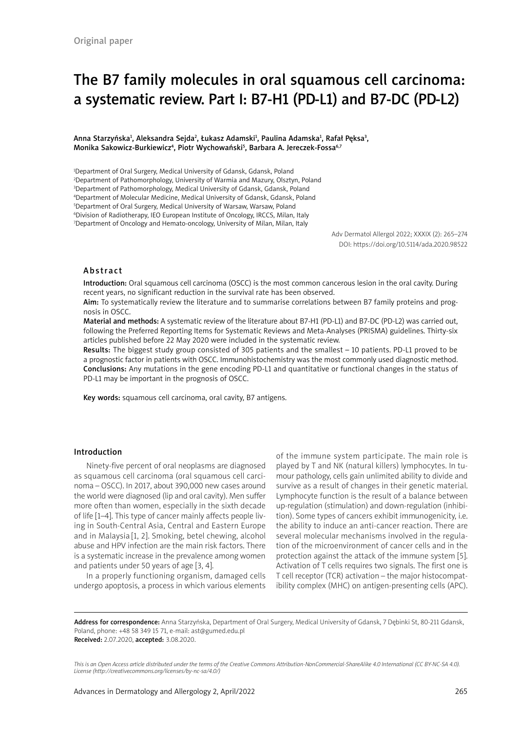Original paper

# The B7 family molecules in oral squamous cell carcinoma: a systematic review. Part I: B7-H1 (PD-L1) and B7-DC (PD-L2)

Anna Starzyńska[1], Aleksandra Sejda[2], Łukasz Adamski[1], Paulina Adamska[1], Rafał Pęksa[3], Monika Sakowicz-Burkiewicz[4], Piotr Wychowański[5], Barbara A. Jereczek-Fossa[6,7]

[1]Department of Oral Surgery, Medical University of Gdansk, Gdansk, Poland
[2]Department of Pathomorphology, University of Warmia and Mazury, Olsztyn, Poland
[3]Department of Pathomorphology, Medical University of Gdansk, Gdansk, Poland
[4]Department of Molecular Medicine, Medical University of Gdansk, Gdansk, Poland
[5]Department of Oral Surgery, Medical University of Warsaw, Warsaw, Poland
[6]Division of Radiotherapy, IEO European Institute of Oncology, IRCCS, Milan, Italy
[7]Department of Oncology and Hemato-oncology, University of Milan, Milan, Italy

Adv Dermatol Allergol 2022; XXXIX (2): 265–274
DOI: https://doi.org/10.5114/ada.2020.98522

## Abstract

**Introduction:** Oral squamous cell carcinoma (OSCC) is the most common cancerous lesion in the oral cavity. During recent years, no significant reduction in the survival rate has been observed.

**Aim:** To systematically review the literature and to summarise correlations between B7 family proteins and prognosis in OSCC.

**Material and methods:** A systematic review of the literature about B7-H1 (PD-L1) and B7-DC (PD-L2) was carried out, following the Preferred Reporting Items for Systematic Reviews and Meta-Analyses (PRISMA) guidelines. Thirty-six articles published before 22 May 2020 were included in the systematic review.

**Results:** The biggest study group consisted of 305 patients and the smallest – 10 patients. PD-L1 proved to be a prognostic factor in patients with OSCC. Immunohistochemistry was the most commonly used diagnostic method.

**Conclusions:** Any mutations in the gene encoding PD-L1 and quantitative or functional changes in the status of PD-L1 may be important in the prognosis of OSCC.

**Key words:** squamous cell carcinoma, oral cavity, B7 antigens.

## Introduction

Ninety-five percent of oral neoplasms are diagnosed as squamous cell carcinoma (oral squamous cell carcinoma – OSCC). In 2017, about 390,000 new cases around the world were diagnosed (lip and oral cavity). Men suffer more often than women, especially in the sixth decade of life [1–4]. This type of cancer mainly affects people living in South-Central Asia, Central and Eastern Europe and in Malaysia [1, 2]. Smoking, betel chewing, alcohol abuse and HPV infection are the main risk factors. There is a systematic increase in the prevalence among women and patients under 50 years of age [3, 4].

In a properly functioning organism, damaged cells undergo apoptosis, a process in which various elements of the immune system participate. The main role is played by T and NK (natural killers) lymphocytes. In tumour pathology, cells gain unlimited ability to divide and survive as a result of changes in their genetic material. Lymphocyte function is the result of a balance between up-regulation (stimulation) and down-regulation (inhibition). Some types of cancers exhibit immunogenicity, i.e. the ability to induce an anti-cancer reaction. There are several molecular mechanisms involved in the regulation of the microenvironment of cancer cells and in the protection against the attack of the immune system [5]. Activation of T cells requires two signals. The first one is T cell receptor (TCR) activation – the major histocompatibility complex (MHC) on antigen-presenting cells (APC).

**Address for correspondence:** Anna Starzyńska, Department of Oral Surgery, Medical University of Gdansk, 7 Dębinki St, 80-211 Gdansk, Poland, phone: +48 58 349 15 71, e-mail: ast@gumed.edu.pl
**Received:** 2.07.2020, **accepted:** 3.08.2020.

*This is an Open Access article distributed under the terms of the Creative Commons Attribution-NonCommercial-ShareAlike 4.0 International (CC BY-NC-SA 4.0). License (http://creativecommons.org/licenses/by-nc-sa/4.0/)*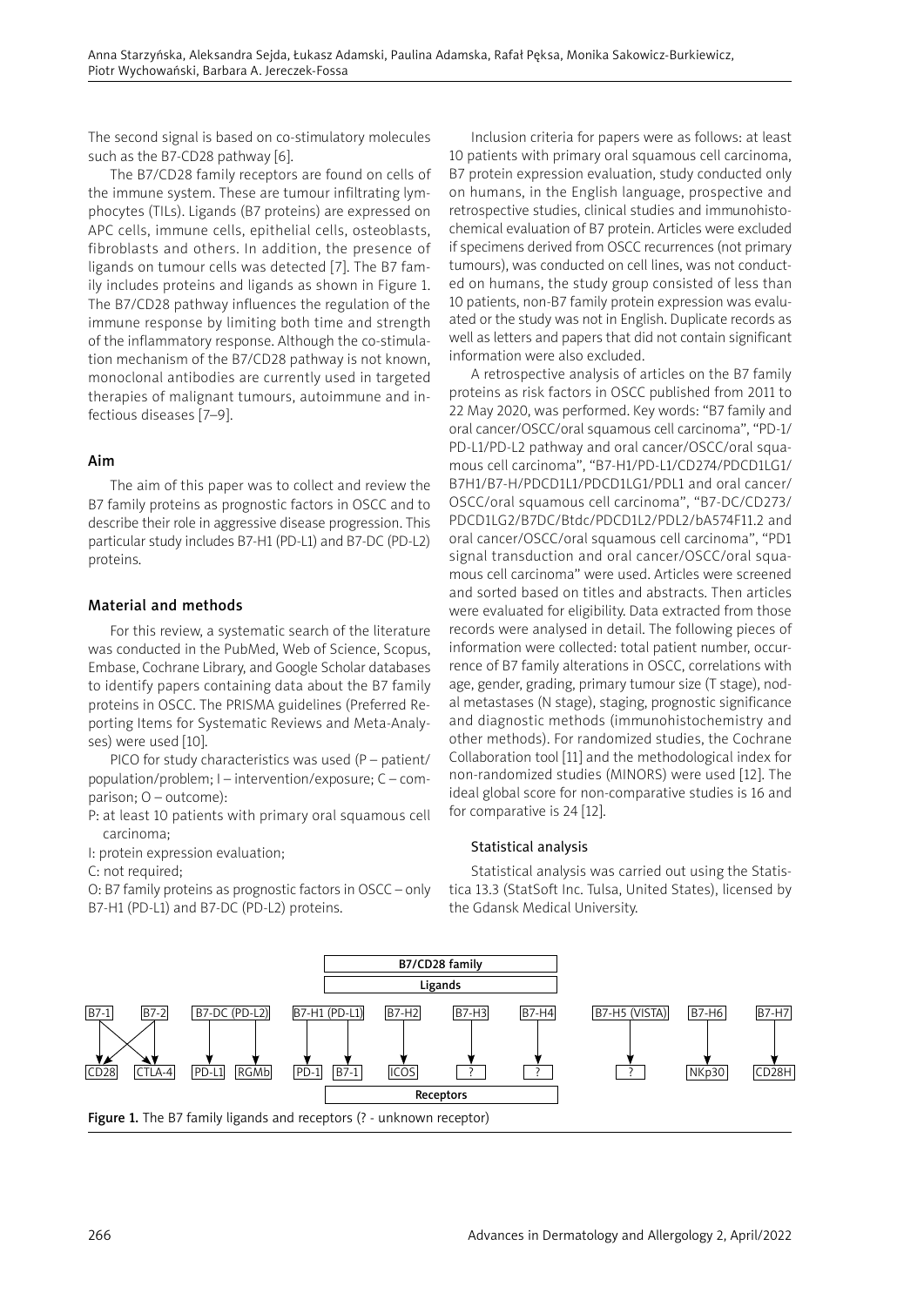The second signal is based on co-stimulatory molecules such as the B7-CD28 pathway [6].

The B7/CD28 family receptors are found on cells of the immune system. These are tumour infiltrating lymphocytes (TILs). Ligands (B7 proteins) are expressed on APC cells, immune cells, epithelial cells, osteoblasts, fibroblasts and others. In addition, the presence of ligands on tumour cells was detected [7]. The B7 family includes proteins and ligands as shown in Figure 1. The B7/CD28 pathway influences the regulation of the immune response by limiting both time and strength of the inflammatory response. Although the co-stimulation mechanism of the B7/CD28 pathway is not known, monoclonal antibodies are currently used in targeted therapies of malignant tumours, autoimmune and infectious diseases [7–9].

## Aim

The aim of this paper was to collect and review the B7 family proteins as prognostic factors in OSCC and to describe their role in aggressive disease progression. This particular study includes B7-H1 (PD-L1) and B7-DC (PD-L2) proteins.

## Material and methods

For this review, a systematic search of the literature was conducted in the PubMed, Web of Science, Scopus, Embase, Cochrane Library, and Google Scholar databases to identify papers containing data about the B7 family proteins in OSCC. The PRISMA guidelines (Preferred Reporting Items for Systematic Reviews and Meta-Analyses) were used [10].

PICO for study characteristics was used (P – patient/population/problem; I – intervention/exposure; C – comparison; O – outcome):

P: at least 10 patients with primary oral squamous cell carcinoma;

I: protein expression evaluation;

C: not required;

O: B7 family proteins as prognostic factors in OSCC – only B7-H1 (PD-L1) and B7-DC (PD-L2) proteins.

Inclusion criteria for papers were as follows: at least 10 patients with primary oral squamous cell carcinoma, B7 protein expression evaluation, study conducted only on humans, in the English language, prospective and retrospective studies, clinical studies and immunohistochemical evaluation of B7 protein. Articles were excluded if specimens derived from OSCC recurrences (not primary tumours), was conducted on cell lines, was not conducted on humans, the study group consisted of less than 10 patients, non-B7 family protein expression was evaluated or the study was not in English. Duplicate records as well as letters and papers that did not contain significant information were also excluded.

A retrospective analysis of articles on the B7 family proteins as risk factors in OSCC published from 2011 to 22 May 2020, was performed. Key words: "B7 family and oral cancer/OSCC/oral squamous cell carcinoma", "PD-1/PD-L1/PD-L2 pathway and oral cancer/OSCC/oral squamous cell carcinoma", "B7-H1/PD-L1/CD274/PDCD1LG1/B7H1/B7-H/PDCD1L1/PDCD1LG1/PDL1 and oral cancer/OSCC/oral squamous cell carcinoma", "B7-DC/CD273/PDCD1LG2/B7DC/Btdc/PDCD1L2/PDL2/bA574F11.2 and oral cancer/OSCC/oral squamous cell carcinoma", "PD1 signal transduction and oral cancer/OSCC/oral squamous cell carcinoma" were used. Articles were screened and sorted based on titles and abstracts. Then articles were evaluated for eligibility. Data extracted from those records were analysed in detail. The following pieces of information were collected: total patient number, occurrence of B7 family alterations in OSCC, correlations with age, gender, grading, primary tumour size (T stage), nodal metastases (N stage), staging, prognostic significance and diagnostic methods (immunohistochemistry and other methods). For randomized studies, the Cochrane Collaboration tool [11] and the methodological index for non-randomized studies (MINORS) were used [12]. The ideal global score for non-comparative studies is 16 and for comparative is 24 [12].

### Statistical analysis

Statistical analysis was carried out using the Statistica 13.3 (StatSoft Inc. Tulsa, United States), licensed by the Gdansk Medical University.

**Figure 1.** The B7 family ligands and receptors (? - unknown receptor)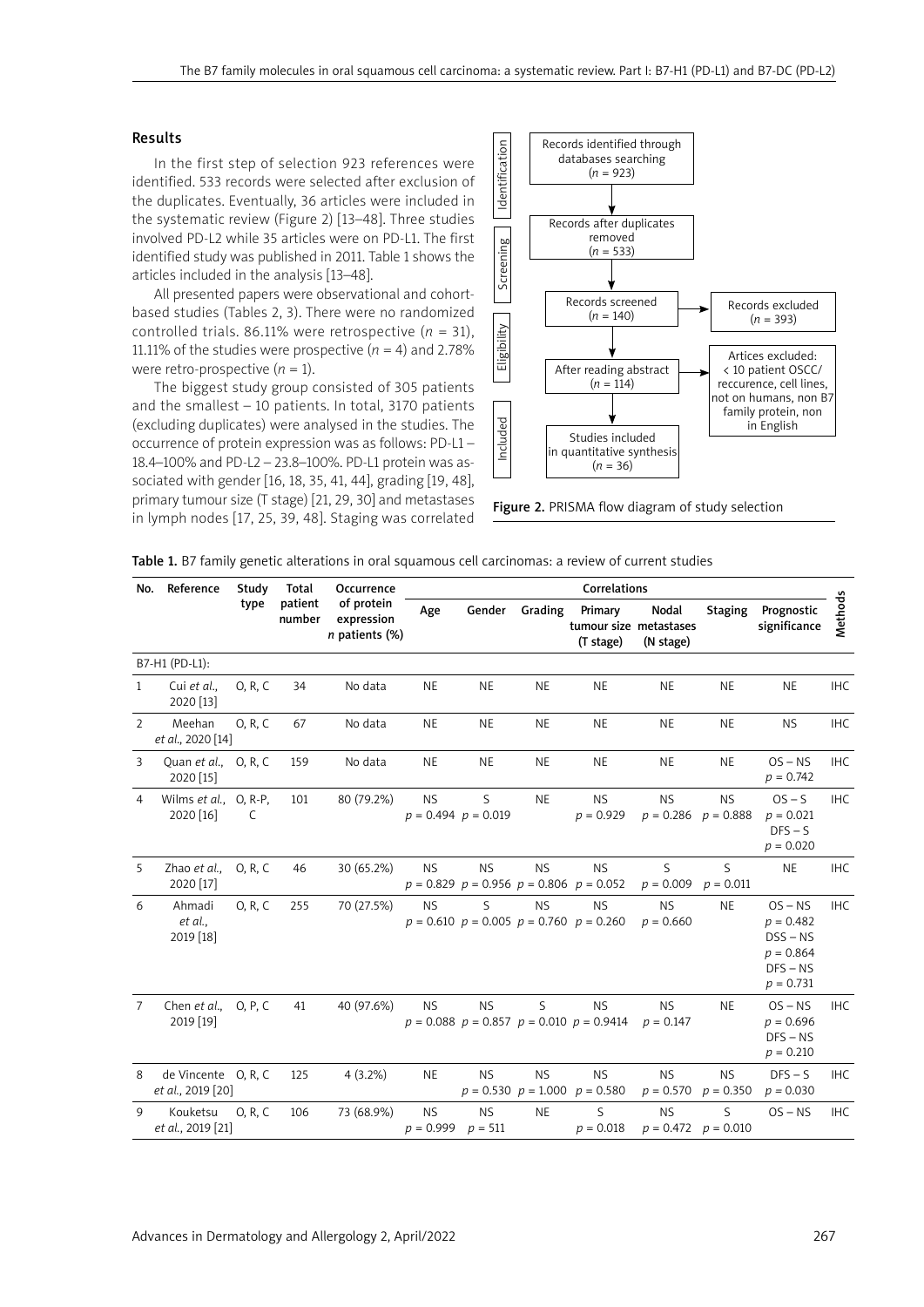## Results

In the first step of selection 923 references were identified. 533 records were selected after exclusion of the duplicates. Eventually, 36 articles were included in the systematic review (Figure 2) [13–48]. Three studies involved PD-L2 while 35 articles were on PD-L1. The first identified study was published in 2011. Table 1 shows the articles included in the analysis [13–48].

All presented papers were observational and cohort-based studies (Tables 2, 3). There were no randomized controlled trials. 86.11% were retrospective ($n$ = 31), 11.11% of the studies were prospective ($n$ = 4) and 2.78% were retro-prospective ($n$ = 1).

The biggest study group consisted of 305 patients and the smallest – 10 patients. In total, 3170 patients (excluding duplicates) were analysed in the studies. The occurrence of protein expression was as follows: PD-L1 – 18.4–100% and PD-L2 – 23.8–100%. PD-L1 protein was associated with gender [16, 18, 35, 41, 44], grading [19, 48], primary tumour size (T stage) [21, 29, 30] and metastases in lymph nodes [17, 25, 39, 48]. Staging was correlated

Identification: Records identified through databases searching ($n$ = 923)
↓
Screening: Records after duplicates removed ($n$ = 533)
↓
Records screened ($n$ = 140) → Records excluded ($n$ = 393)
↓
Eligibility: After reading abstract ($n$ = 114) → Artices excluded: < 10 patient OSCC/ reccurence, cell lines, not on humans, non B7 family protein, non in English
↓
Included: Studies included in quantitative synthesis ($n$ = 36)

**Figure 2.** PRISMA flow diagram of study selection

**Table 1.** B7 family genetic alterations in oral squamous cell carcinomas: a review of current studies

| No. | Reference | Study type | Total patient number | Occurrence of protein expression *n* patients (%) | Correlations | | | | | | | Methods |
|---|---|---|---|---|---|---|---|---|---|---|---|---|
| | | | | | Age | Gender | Grading | Primary tumour size (T stage) | Nodal metastases (N stage) | Staging | Prognostic significance | |
| B7-H1 (PD-L1): | | | | | | | | | | | | |
| 1 | Cui *et al.*, 2020 [13] | O, R, C | 34 | No data | NE | NE | NE | NE | NE | NE | NE | IHC |
| 2 | Meehan *et al.*, 2020 [14] | O, R, C | 67 | No data | NE | NE | NE | NE | NE | NE | NS | IHC |
| 3 | Quan *et al.*, 2020 [15] | O, R, C | 159 | No data | NE | NE | NE | NE | NE | NE | OS – NS $p$ = 0.742 | IHC |
| 4 | Wilms *et al.*, 2020 [16] | O, R-P, C | 101 | 80 (79.2%) | NS $p$ = 0.494 | S $p$ = 0.019 | NE | NS $p$ = 0.929 | NS $p$ = 0.286 | NS $p$ = 0.888 | OS – S $p$ = 0.021 DFS – S $p$ = 0.020 | IHC |
| 5 | Zhao *et al.*, 2020 [17] | O, R, C | 46 | 30 (65.2%) | NS $p$ = 0.829 | NS $p$ = 0.956 | NS $p$ = 0.806 | NS $p$ = 0.052 | S $p$ = 0.009 | S $p$ = 0.011 | NE | IHC |
| 6 | Ahmadi *et al.*, 2019 [18] | O, R, C | 255 | 70 (27.5%) | NS $p$ = 0.610 | S $p$ = 0.005 | NS $p$ = 0.760 | NS $p$ = 0.260 | NS $p$ = 0.660 | NE | OS – NS $p$ = 0.482 DSS – NS $p$ = 0.864 DFS – NS $p$ = 0.731 | IHC |
| 7 | Chen *et al.*, 2019 [19] | O, P, C | 41 | 40 (97.6%) | NS $p$ = 0.088 | NS $p$ = 0.857 | S $p$ = 0.010 | NS $p$ = 0.9414 | NS $p$ = 0.147 | NE | OS – NS $p$ = 0.696 DFS – NS $p$ = 0.210 | IHC |
| 8 | de Vincente *et al.*, 2019 [20] | O, R, C | 125 | 4 (3.2%) | NE | NS $p$ = 0.530 | NS $p$ = 1.000 | NS $p$ = 0.580 | NS $p$ = 0.570 | NS $p$ = 0.350 | DFS – S $p$ = 0.030 | IHC |
| 9 | Kouketsu *et al.*, 2019 [21] | O, R, C | 106 | 73 (68.9%) | NS $p$ = 0.999 | NS $p$ = 511 | NE | S $p$ = 0.018 | NS $p$ = 0.472 | S $p$ = 0.010 | OS – NS | IHC |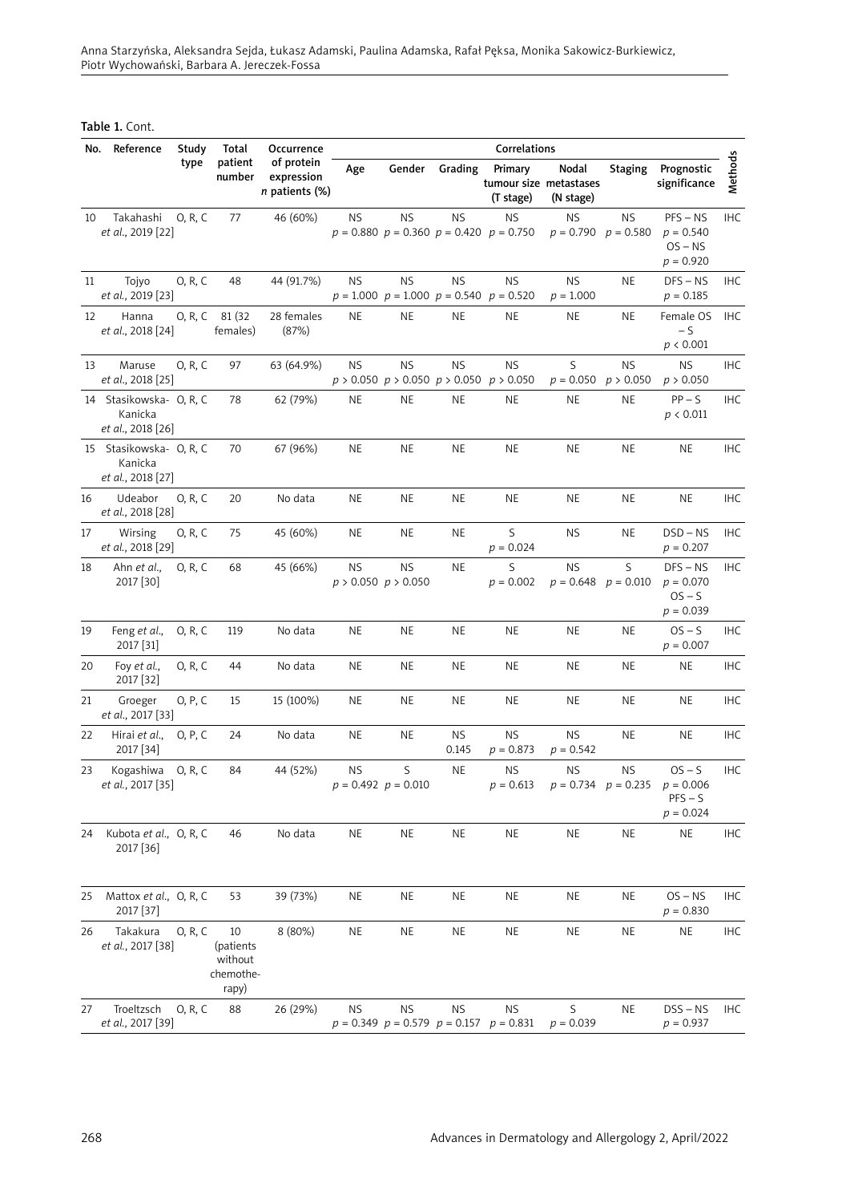**Table 1.** Cont.

| No. | Reference | Study type | Total patient number | Occurrence of protein expression *n* patients (%) | Correlations | | | | | | | Methods |
|---|---|---|---|---|---|---|---|---|---|---|---|---|
| | | | | | Age | Gender | Grading | Primary tumour size (T stage) | Nodal metastases (N stage) | Staging | Prognostic significance | |
| 10 | Takahashi *et al.*, 2019 [22] | O, R, C | 77 | 46 (60%) | NS $p = 0.880$ | NS $p = 0.360$ | NS $p = 0.420$ | NS $p = 0.750$ | NS $p = 0.790$ | NS $p = 0.580$ | PFS – NS $p = 0.540$ OS – NS $p = 0.920$ | IHC |
| 11 | Tojyo *et al.*, 2019 [23] | O, R, C | 48 | 44 (91.7%) | NS $p = 1.000$ | NS $p = 1.000$ | NS $p = 0.540$ | NS $p = 0.520$ | NS $p = 1.000$ | NE | DFS – NS $p = 0.185$ | IHC |
| 12 | Hanna *et al.*, 2018 [24] | O, R, C | 81 (32 females) | 28 females (87%) | NE | NE | NE | NE | NE | NE | Female OS – S $p < 0.001$ | IHC |
| 13 | Maruse *et al.*, 2018 [25] | O, R, C | 97 | 63 (64.9%) | NS $p > 0.050$ | NS $p > 0.050$ | NS $p > 0.050$ | NS $p > 0.050$ | S $p = 0.050$ | NS $p > 0.050$ | NS $p > 0.050$ | IHC |
| 14 | Stasikowska-Kanicka *et al.*, 2018 [26] | O, R, C | 78 | 62 (79%) | NE | NE | NE | NE | NE | NE | PP – S $p < 0.011$ | IHC |
| 15 | Stasikowska-Kanicka *et al.*, 2018 [27] | O, R, C | 70 | 67 (96%) | NE | NE | NE | NE | NE | NE | NE | IHC |
| 16 | Udeabor *et al.*, 2018 [28] | O, R, C | 20 | No data | NE | NE | NE | NE | NE | NE | NE | IHC |
| 17 | Wirsing *et al.*, 2018 [29] | O, R, C | 75 | 45 (60%) | NE | NE | NE | S $p = 0.024$ | NS | NE | DSD – NS $p = 0.207$ | IHC |
| 18 | Ahn *et al.*, 2017 [30] | O, R, C | 68 | 45 (66%) | NS $p > 0.050$ | NS $p > 0.050$ | NE | S $p = 0.002$ | NS $p = 0.648$ | S $p = 0.010$ | DFS – NS $p = 0.070$ OS – S $p = 0.039$ | IHC |
| 19 | Feng *et al.*, 2017 [31] | O, R, C | 119 | No data | NE | NE | NE | NE | NE | NE | OS – S $p = 0.007$ | IHC |
| 20 | Foy *et al.*, 2017 [32] | O, R, C | 44 | No data | NE | NE | NE | NE | NE | NE | NE | IHC |
| 21 | Groeger *et al.*, 2017 [33] | O, P, C | 15 | 15 (100%) | NE | NE | NE | NE | NE | NE | NE | IHC |
| 22 | Hirai *et al.*, 2017 [34] | O, P, C | 24 | No data | NE | NE | NS 0.145 | NS $p = 0.873$ | NS $p = 0.542$ | NE | NE | IHC |
| 23 | Kogashiwa *et al.*, 2017 [35] | O, R, C | 84 | 44 (52%) | NS $p = 0.492$ | S $p = 0.010$ | NE | NS $p = 0.613$ | NS $p = 0.734$ | NS $p = 0.235$ | OS – S $p = 0.006$ PFS – S $p = 0.024$ | IHC |
| 24 | Kubota *et al.*, 2017 [36] | O, R, C | 46 | No data | NE | NE | NE | NE | NE | NE | NE | IHC |
| 25 | Mattox *et al.*, 2017 [37] | O, R, C | 53 | 39 (73%) | NE | NE | NE | NE | NE | NE | OS – NS $p = 0.830$ | IHC |
| 26 | Takakura *et al.*, 2017 [38] | O, R, C | 10 (patients without chemotherapy) | 8 (80%) | NE | NE | NE | NE | NE | NE | NE | IHC |
| 27 | Troeltzsch *et al.*, 2017 [39] | O, R, C | 88 | 26 (29%) | NS $p = 0.349$ | NS $p = 0.579$ | NS $p = 0.157$ | NS $p = 0.831$ | S $p = 0.039$ | NE | DSS – NS $p = 0.937$ | IHC |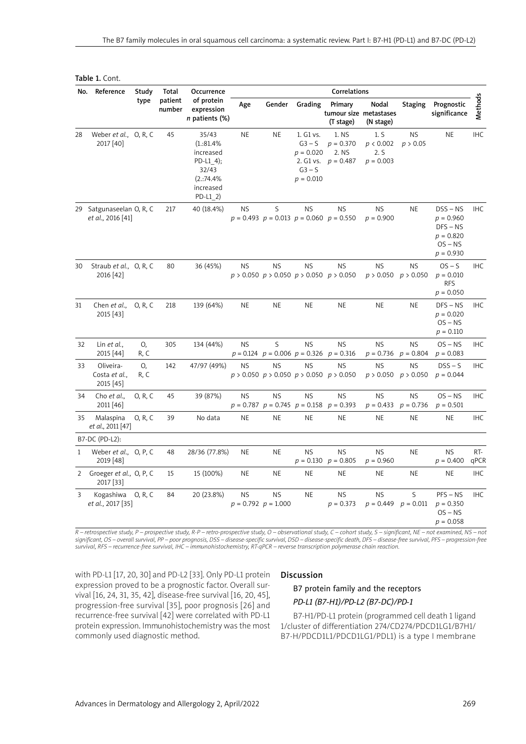Table 1. Cont.

| No. | Reference | Study type | Total patient number | Occurrence of protein expression *n* patients (%) | Correlations | | | | | | | Methods |
|---|---|---|---|---|---|---|---|---|---|---|---|---|
| | | | | | Age | Gender | Grading | Primary tumour size (T stage) | Nodal metastases (N stage) | Staging | Prognostic significance | |
| 28 | Weber *et al.*, 2017 [40] | O, R, C | 45 | 35/43 (1.:81.4% increased PD-L1_4); 32/43 (2.:74.4% increased PD-L1_2) | NE | NE | 1. G1 vs. G3 – S $p = 0.020$ 2. G1 vs. G3 – S $p = 0.010$ | 1. NS $p = 0.370$ 2. NS $p = 0.487$ | 1. S $p < 0.002$ 2. S $p = 0.003$ | NS $p > 0.05$ | NE | IHC |
| 29 | Satgunaseelan *et al.*, 2016 [41] | O, R, C | 217 | 40 (18.4%) | NS $p = 0.493$ | S $p = 0.013$ | NS $p = 0.060$ | NS $p = 0.550$ | NS $p = 0.900$ | NE | DSS – NS $p = 0.960$ DFS – NS $p = 0.820$ OS – NS $p = 0.930$ | IHC |
| 30 | Straub *et al.*, 2016 [42] | O, R, C | 80 | 36 (45%) | NS $p > 0.050$ | NS $p > 0.050$ | NS $p > 0.050$ | NS $p > 0.050$ | NS $p > 0.050$ | NS $p > 0.050$ | OS – S $p = 0.010$ RFS $p = 0.050$ | IHC |
| 31 | Chen *et al.*, 2015 [43] | O, R, C | 218 | 139 (64%) | NE | NE | NE | NE | NE | NE | DFS – NS $p = 0.020$ OS – NS $p = 0.110$ | IHC |
| 32 | Lin *et al.*, 2015 [44] | O, R, C | 305 | 134 (44%) | NS $p = 0.124$ | S $p = 0.006$ | NS $p = 0.326$ | NS $p = 0.316$ | NS $p = 0.736$ | NS $p = 0.804$ | OS – NS $p = 0.083$ | IHC |
| 33 | Oliveira-Costa *et al.*, 2015 [45] | O, R, C | 142 | 47/97 (49%) | NS $p > 0.050$ | NS $p > 0.050$ | NS $p > 0.050$ | NS $p > 0.050$ | NS $p > 0.050$ | NS $p > 0.050$ | DSS – S $p = 0.044$ | IHC |
| 34 | Cho *et al.*, 2011 [46] | O, R, C | 45 | 39 (87%) | NS $p = 0.787$ | NS $p = 0.745$ | NS $p = 0.158$ | NS $p = 0.393$ | NS $p = 0.433$ | NS $p = 0.736$ | OS – NS $p = 0.501$ | IHC |
| 35 | Malaspina *et al.*, 2011 [47] | O, R, C | 39 | No data | NE | NE | NE | NE | NE | NE | NE | IHC |
| B7-DC (PD-L2): | | | | | | | | | | | | |
| 1 | Weber *et al.*, 2019 [48] | O, P, C | 48 | 28/36 (77.8%) | NE | NE | NS $p = 0.130$ | NS $p = 0.805$ | NS $p = 0.960$ | NE | NS $p = 0.400$ | RT-qPCR |
| 2 | Groeger *et al.*, 2017 [33] | O, P, C | 15 | 15 (100%) | NE | NE | NE | NE | NE | NE | NE | IHC |
| 3 | Kogashiwa *et al.*, 2017 [35] | O, R, C | 84 | 20 (23.8%) | NS $p = 0.792$ | NS $p = 1.000$ | NE | NS $p = 0.373$ | NS $p = 0.449$ | S $p = 0.011$ | PFS – NS $p = 0.350$ OS – NS $p = 0.058$ | IHC |

*R – retrospective study, P – prospective study, R-P – retro-prospective study, O – observational study, C – cohort study, S – significant, NE – not examined, NS – not significant, OS – overall survival, PP – poor prognosis, DSS – disease-specific survival, DSD – disease-specific death, DFS – disease-free survival, PFS – progression-free survival, RFS – recurrence-free survival, IHC – immunohistochemistry, RT-qPCR – reverse transcription polymerase chain reaction.*

with PD-L1 [17, 20, 30] and PD-L2 [33]. Only PD-L1 protein expression proved to be a prognostic factor. Overall survival [16, 24, 31, 35, 42], disease-free survival [16, 20, 45], progression-free survival [35], poor prognosis [26] and recurrence-free survival [42] were correlated with PD-L1 protein expression. Immunohistochemistry was the most commonly used diagnostic method.

## Discussion

### B7 protein family and the receptors

#### *PD-L1 (B7-H1)/PD-L2 (B7-DC)/PD-1*

B7-H1/PD-L1 protein (programmed cell death 1 ligand 1/cluster of differentiation 274/CD274/PDCD1LG1/B7H1/B7-H/PDCD1L1/PDCD1LG1/PDL1) is a type I membrane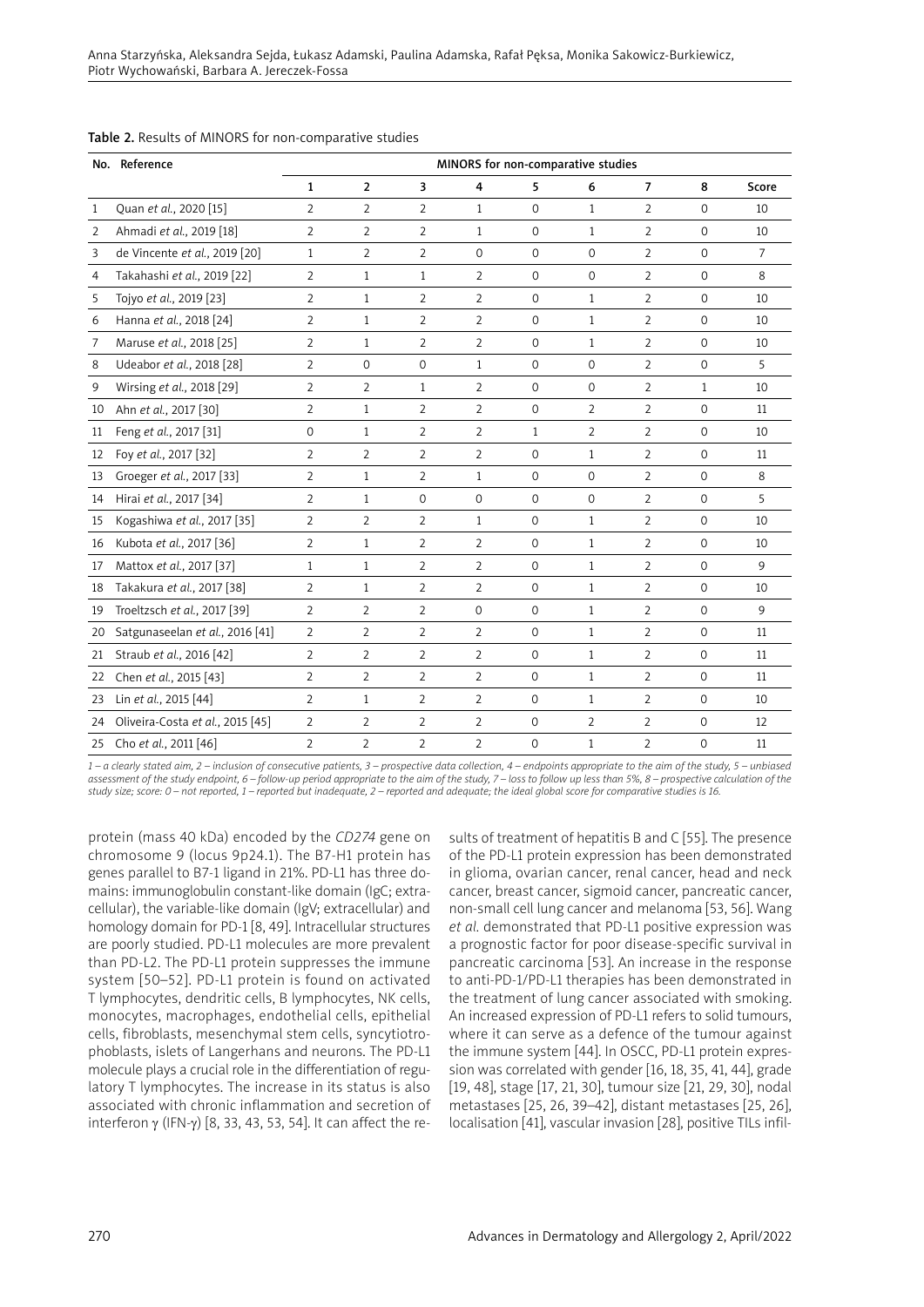**Table 2.** Results of MINORS for non-comparative studies

| No. | Reference | MINORS for non-comparative studies | | | | | | | | |
|---|---|---|---|---|---|---|---|---|---|---|
| | | 1 | 2 | 3 | 4 | 5 | 6 | 7 | 8 | Score |
| 1 | Quan *et al.*, 2020 [15] | 2 | 2 | 2 | 1 | 0 | 1 | 2 | 0 | 10 |
| 2 | Ahmadi *et al.*, 2019 [18] | 2 | 2 | 2 | 1 | 0 | 1 | 2 | 0 | 10 |
| 3 | de Vincente *et al.*, 2019 [20] | 1 | 2 | 2 | 0 | 0 | 0 | 2 | 0 | 7 |
| 4 | Takahashi *et al.*, 2019 [22] | 2 | 1 | 1 | 2 | 0 | 0 | 2 | 0 | 8 |
| 5 | Tojyo *et al.*, 2019 [23] | 2 | 1 | 2 | 2 | 0 | 1 | 2 | 0 | 10 |
| 6 | Hanna *et al.*, 2018 [24] | 2 | 1 | 2 | 2 | 0 | 1 | 2 | 0 | 10 |
| 7 | Maruse *et al.*, 2018 [25] | 2 | 1 | 2 | 2 | 0 | 1 | 2 | 0 | 10 |
| 8 | Udeabor *et al.*, 2018 [28] | 2 | 0 | 0 | 1 | 0 | 0 | 2 | 0 | 5 |
| 9 | Wirsing *et al.*, 2018 [29] | 2 | 2 | 1 | 2 | 0 | 0 | 2 | 1 | 10 |
| 10 | Ahn *et al.*, 2017 [30] | 2 | 1 | 2 | 2 | 0 | 2 | 2 | 0 | 11 |
| 11 | Feng *et al.*, 2017 [31] | 0 | 1 | 2 | 2 | 1 | 2 | 2 | 0 | 10 |
| 12 | Foy *et al.*, 2017 [32] | 2 | 2 | 2 | 2 | 0 | 1 | 2 | 0 | 11 |
| 13 | Groeger *et al.*, 2017 [33] | 2 | 1 | 2 | 1 | 0 | 0 | 2 | 0 | 8 |
| 14 | Hirai *et al.*, 2017 [34] | 2 | 1 | 0 | 0 | 0 | 0 | 2 | 0 | 5 |
| 15 | Kogashiwa *et al.*, 2017 [35] | 2 | 2 | 2 | 1 | 0 | 1 | 2 | 0 | 10 |
| 16 | Kubota *et al.*, 2017 [36] | 2 | 1 | 2 | 2 | 0 | 1 | 2 | 0 | 10 |
| 17 | Mattox *et al.*, 2017 [37] | 1 | 1 | 2 | 2 | 0 | 1 | 2 | 0 | 9 |
| 18 | Takakura *et al.*, 2017 [38] | 2 | 1 | 2 | 2 | 0 | 1 | 2 | 0 | 10 |
| 19 | Troeltzsch *et al.*, 2017 [39] | 2 | 2 | 2 | 0 | 0 | 1 | 2 | 0 | 9 |
| 20 | Satgunaseelan *et al.*, 2016 [41] | 2 | 2 | 2 | 2 | 0 | 1 | 2 | 0 | 11 |
| 21 | Straub *et al.*, 2016 [42] | 2 | 2 | 2 | 2 | 0 | 1 | 2 | 0 | 11 |
| 22 | Chen *et al.*, 2015 [43] | 2 | 2 | 2 | 2 | 0 | 1 | 2 | 0 | 11 |
| 23 | Lin *et al.*, 2015 [44] | 2 | 1 | 2 | 2 | 0 | 1 | 2 | 0 | 10 |
| 24 | Oliveira-Costa *et al.*, 2015 [45] | 2 | 2 | 2 | 2 | 0 | 2 | 2 | 0 | 12 |
| 25 | Cho *et al.*, 2011 [46] | 2 | 2 | 2 | 2 | 0 | 1 | 2 | 0 | 11 |

*1 – a clearly stated aim, 2 – inclusion of consecutive patients, 3 – prospective data collection, 4 – endpoints appropriate to the aim of the study, 5 – unbiased assessment of the study endpoint, 6 – follow-up period appropriate to the aim of the study, 7 – loss to follow up less than 5%, 8 – prospective calculation of the study size; score: 0 – not reported, 1 – reported but inadequate, 2 – reported and adequate; the ideal global score for comparative studies is 16.*

protein (mass 40 kDa) encoded by the *CD274* gene on chromosome 9 (locus 9p24.1). The B7-H1 protein has genes parallel to B7-1 ligand in 21%. PD-L1 has three domains: immunoglobulin constant-like domain (IgC; extracellular), the variable-like domain (IgV; extracellular) and homology domain for PD-1 [8, 49]. Intracellular structures are poorly studied. PD-L1 molecules are more prevalent than PD-L2. The PD-L1 protein suppresses the immune system [50–52]. PD-L1 protein is found on activated T lymphocytes, dendritic cells, B lymphocytes, NK cells, monocytes, macrophages, endothelial cells, epithelial cells, fibroblasts, mesenchymal stem cells, syncytiotrophoblasts, islets of Langerhans and neurons. The PD-L1 molecule plays a crucial role in the differentiation of regulatory T lymphocytes. The increase in its status is also associated with chronic inflammation and secretion of interferon γ (IFN-γ) [8, 33, 43, 53, 54]. It can affect the results of treatment of hepatitis B and C [55]. The presence of the PD-L1 protein expression has been demonstrated in glioma, ovarian cancer, renal cancer, head and neck cancer, breast cancer, sigmoid cancer, pancreatic cancer, non-small cell lung cancer and melanoma [53, 56]. Wang *et al.* demonstrated that PD-L1 positive expression was a prognostic factor for poor disease-specific survival in pancreatic carcinoma [53]. An increase in the response to anti-PD-1/PD-L1 therapies has been demonstrated in the treatment of lung cancer associated with smoking. An increased expression of PD-L1 refers to solid tumours, where it can serve as a defence of the tumour against the immune system [44]. In OSCC, PD-L1 protein expression was correlated with gender [16, 18, 35, 41, 44], grade [19, 48], stage [17, 21, 30], tumour size [21, 29, 30], nodal metastases [25, 26, 39–42], distant metastases [25, 26], localisation [41], vascular invasion [28], positive TILs infil-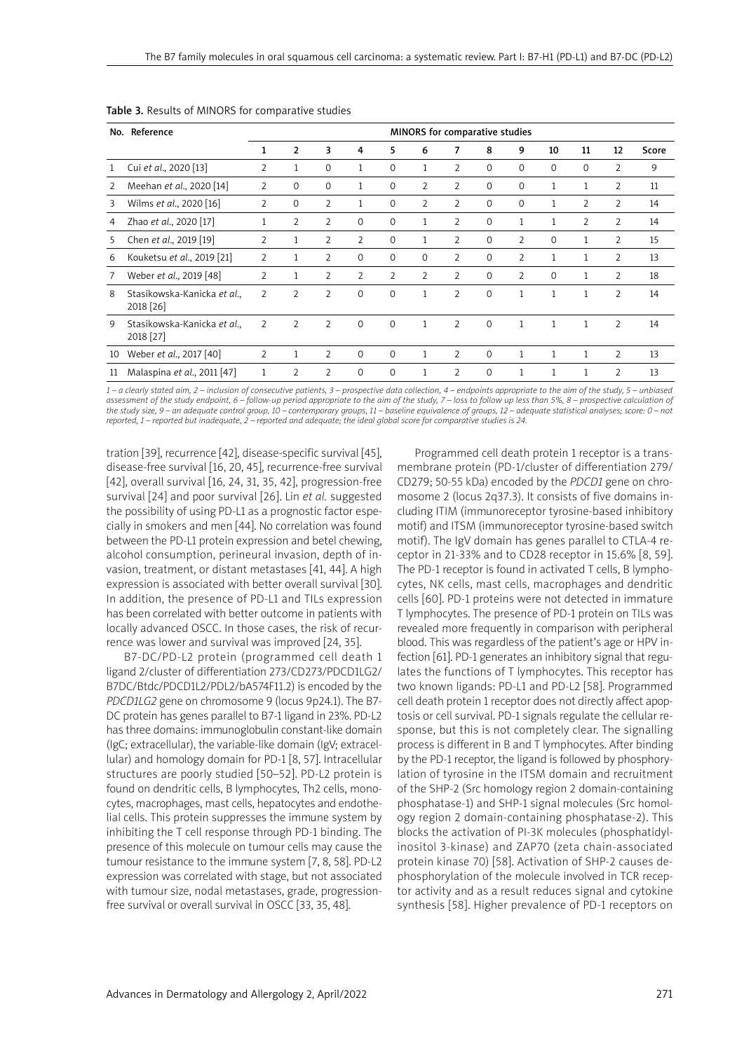Table 3. Results of MINORS for comparative studies

| No. | Reference | MINORS for comparative studies | | | | | | | | | | | | |
|---|---|---|---|---|---|---|---|---|---|---|---|---|---|---|
| | | 1 | 2 | 3 | 4 | 5 | 6 | 7 | 8 | 9 | 10 | 11 | 12 | Score |
| 1 | Cui *et al*., 2020 [13] | 2 | 1 | 0 | 1 | 0 | 1 | 2 | 0 | 0 | 0 | 0 | 2 | 9 |
| 2 | Meehan *et al*., 2020 [14] | 2 | 0 | 0 | 1 | 0 | 2 | 2 | 0 | 0 | 1 | 1 | 2 | 11 |
| 3 | Wilms *et al*., 2020 [16] | 2 | 0 | 2 | 1 | 0 | 2 | 2 | 0 | 0 | 1 | 2 | 2 | 14 |
| 4 | Zhao *et al*., 2020 [17] | 1 | 2 | 2 | 0 | 0 | 1 | 2 | 0 | 1 | 1 | 2 | 2 | 14 |
| 5 | Chen *et al*., 2019 [19] | 2 | 1 | 2 | 2 | 0 | 1 | 2 | 0 | 2 | 0 | 1 | 2 | 15 |
| 6 | Kouketsu *et al*., 2019 [21] | 2 | 1 | 2 | 0 | 0 | 0 | 2 | 0 | 2 | 1 | 1 | 2 | 13 |
| 7 | Weber *et al*., 2019 [48] | 2 | 1 | 2 | 2 | 2 | 2 | 2 | 0 | 2 | 0 | 1 | 2 | 18 |
| 8 | Stasikowska-Kanicka *et al*., 2018 [26] | 2 | 2 | 2 | 0 | 0 | 1 | 2 | 0 | 1 | 1 | 1 | 2 | 14 |
| 9 | Stasikowska-Kanicka *et al*., 2018 [27] | 2 | 2 | 2 | 0 | 0 | 1 | 2 | 0 | 1 | 1 | 1 | 2 | 14 |
| 10 | Weber *et al*., 2017 [40] | 2 | 1 | 2 | 0 | 0 | 1 | 2 | 0 | 1 | 1 | 1 | 2 | 13 |
| 11 | Malaspina *et al*., 2011 [47] | 1 | 2 | 2 | 0 | 0 | 1 | 2 | 0 | 1 | 1 | 1 | 2 | 13 |

*1 – a clearly stated aim, 2 – inclusion of consecutive patients, 3 – prospective data collection, 4 – endpoints appropriate to the aim of the study, 5 – unbiased assessment of the study endpoint, 6 – follow-up period appropriate to the aim of the study, 7 – loss to follow up less than 5%, 8 – prospective calculation of the study size, 9 – an adequate control group, 10 – contemporary groups, 11 – baseline equivalence of groups, 12 – adequate statistical analyses; score: 0 – not reported, 1 – reported but inadequate, 2 – reported and adequate; the ideal global score for comparative studies is 24.*

tration [39], recurrence [42], disease-specific survival [45], disease-free survival [16, 20, 45], recurrence-free survival [42], overall survival [16, 24, 31, 35, 42], progression-free survival [24] and poor survival [26]. Lin *et al.* suggested the possibility of using PD-L1 as a prognostic factor especially in smokers and men [44]. No correlation was found between the PD-L1 protein expression and betel chewing, alcohol consumption, perineural invasion, depth of invasion, treatment, or distant metastases [41, 44]. A high expression is associated with better overall survival [30]. In addition, the presence of PD-L1 and TILs expression has been correlated with better outcome in patients with locally advanced OSCC. In those cases, the risk of recurrence was lower and survival was improved [24, 35].

B7-DC/PD-L2 protein (programmed cell death 1 ligand 2/cluster of differentiation 273/CD273/PDCD1LG2/B7DC/Btdc/PDCD1L2/PDL2/bA574F11.2) is encoded by the *PDCD1LG2* gene on chromosome 9 (locus 9p24.1). The B7-DC protein has genes parallel to B7-1 ligand in 23%. PD-L2 has three domains: immunoglobulin constant-like domain (IgC; extracellular), the variable-like domain (IgV; extracellular) and homology domain for PD-1 [8, 57]. Intracellular structures are poorly studied [50–52]. PD-L2 protein is found on dendritic cells, B lymphocytes, Th2 cells, monocytes, macrophages, mast cells, hepatocytes and endothelial cells. This protein suppresses the immune system by inhibiting the T cell response through PD-1 binding. The presence of this molecule on tumour cells may cause the tumour resistance to the immune system [7, 8, 58]. PD-L2 expression was correlated with stage, but not associated with tumour size, nodal metastases, grade, progression-free survival or overall survival in OSCC [33, 35, 48].

Programmed cell death protein 1 receptor is a transmembrane protein (PD-1/cluster of differentiation 279/CD279; 50-55 kDa) encoded by the *PDCD1* gene on chromosome 2 (locus 2q37.3). It consists of five domains including ITIM (immunoreceptor tyrosine-based inhibitory motif) and ITSM (immunoreceptor tyrosine-based switch motif). The IgV domain has genes parallel to CTLA-4 receptor in 21-33% and to CD28 receptor in 15.6% [8, 59]. The PD-1 receptor is found in activated T cells, B lymphocytes, NK cells, mast cells, macrophages and dendritic cells [60]. PD-1 proteins were not detected in immature T lymphocytes. The presence of PD-1 protein on TILs was revealed more frequently in comparison with peripheral blood. This was regardless of the patient's age or HPV infection [61]. PD-1 generates an inhibitory signal that regulates the functions of T lymphocytes. This receptor has two known ligands: PD-L1 and PD-L2 [58]. Programmed cell death protein 1 receptor does not directly affect apoptosis or cell survival. PD-1 signals regulate the cellular response, but this is not completely clear. The signalling process is different in B and T lymphocytes. After binding by the PD-1 receptor, the ligand is followed by phosphorylation of tyrosine in the ITSM domain and recruitment of the SHP-2 (Src homology region 2 domain-containing phosphatase-1) and SHP-1 signal molecules (Src homology region 2 domain-containing phosphatase-2). This blocks the activation of PI-3K molecules (phosphatidylinositol 3-kinase) and ZAP70 (zeta chain-associated protein kinase 70) [58]. Activation of SHP-2 causes dephosphorylation of the molecule involved in TCR receptor activity and as a result reduces signal and cytokine synthesis [58]. Higher prevalence of PD-1 receptors on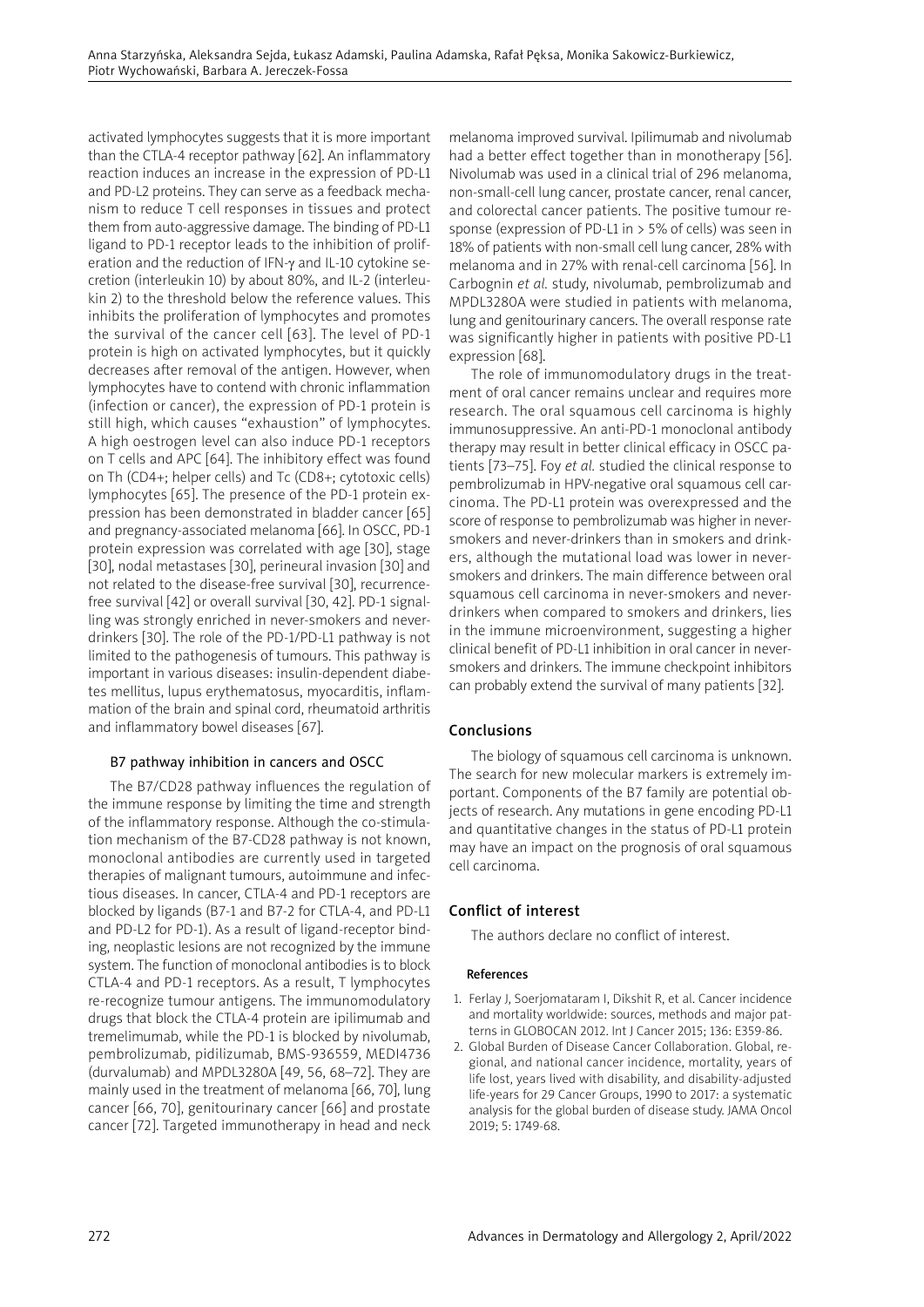activated lymphocytes suggests that it is more important than the CTLA-4 receptor pathway [62]. An inflammatory reaction induces an increase in the expression of PD-L1 and PD-L2 proteins. They can serve as a feedback mechanism to reduce T cell responses in tissues and protect them from auto-aggressive damage. The binding of PD-L1 ligand to PD-1 receptor leads to the inhibition of proliferation and the reduction of IFN-γ and IL-10 cytokine secretion (interleukin 10) by about 80%, and IL-2 (interleukin 2) to the threshold below the reference values. This inhibits the proliferation of lymphocytes and promotes the survival of the cancer cell [63]. The level of PD-1 protein is high on activated lymphocytes, but it quickly decreases after removal of the antigen. However, when lymphocytes have to contend with chronic inflammation (infection or cancer), the expression of PD-1 protein is still high, which causes "exhaustion" of lymphocytes. A high oestrogen level can also induce PD-1 receptors on T cells and APC [64]. The inhibitory effect was found on Th (CD4+; helper cells) and Tc (CD8+; cytotoxic cells) lymphocytes [65]. The presence of the PD-1 protein expression has been demonstrated in bladder cancer [65] and pregnancy-associated melanoma [66]. In OSCC, PD-1 protein expression was correlated with age [30], stage [30], nodal metastases [30], perineural invasion [30] and not related to the disease-free survival [30], recurrence-free survival [42] or overall survival [30, 42]. PD-1 signalling was strongly enriched in never-smokers and never-drinkers [30]. The role of the PD-1/PD-L1 pathway is not limited to the pathogenesis of tumours. This pathway is important in various diseases: insulin-dependent diabetes mellitus, lupus erythematosus, myocarditis, inflammation of the brain and spinal cord, rheumatoid arthritis and inflammatory bowel diseases [67].

### B7 pathway inhibition in cancers and OSCC

The B7/CD28 pathway influences the regulation of the immune response by limiting the time and strength of the inflammatory response. Although the co-stimulation mechanism of the B7-CD28 pathway is not known, monoclonal antibodies are currently used in targeted therapies of malignant tumours, autoimmune and infectious diseases. In cancer, CTLA-4 and PD-1 receptors are blocked by ligands (B7-1 and B7-2 for CTLA-4, and PD-L1 and PD-L2 for PD-1). As a result of ligand-receptor binding, neoplastic lesions are not recognized by the immune system. The function of monoclonal antibodies is to block CTLA-4 and PD-1 receptors. As a result, T lymphocytes re-recognize tumour antigens. The immunomodulatory drugs that block the CTLA-4 protein are ipilimumab and tremelimumab, while the PD-1 is blocked by nivolumab, pembrolizumab, pidilizumab, BMS-936559, MEDI4736 (durvalumab) and MPDL3280A [49, 56, 68–72]. They are mainly used in the treatment of melanoma [66, 70], lung cancer [66, 70], genitourinary cancer [66] and prostate cancer [72]. Targeted immunotherapy in head and neck melanoma improved survival. Ipilimumab and nivolumab had a better effect together than in monotherapy [56]. Nivolumab was used in a clinical trial of 296 melanoma, non-small-cell lung cancer, prostate cancer, renal cancer, and colorectal cancer patients. The positive tumour response (expression of PD-L1 in > 5% of cells) was seen in 18% of patients with non-small cell lung cancer, 28% with melanoma and in 27% with renal-cell carcinoma [56]. In Carbognin *et al.* study, nivolumab, pembrolizumab and MPDL3280A were studied in patients with melanoma, lung and genitourinary cancers. The overall response rate was significantly higher in patients with positive PD-L1 expression [68].

The role of immunomodulatory drugs in the treatment of oral cancer remains unclear and requires more research. The oral squamous cell carcinoma is highly immunosuppressive. An anti-PD-1 monoclonal antibody therapy may result in better clinical efficacy in OSCC patients [73–75]. Foy *et al.* studied the clinical response to pembrolizumab in HPV-negative oral squamous cell carcinoma. The PD-L1 protein was overexpressed and the score of response to pembrolizumab was higher in never-smokers and never-drinkers than in smokers and drinkers, although the mutational load was lower in never-smokers and drinkers. The main difference between oral squamous cell carcinoma in never-smokers and never-drinkers when compared to smokers and drinkers, lies in the immune microenvironment, suggesting a higher clinical benefit of PD-L1 inhibition in oral cancer in never-smokers and drinkers. The immune checkpoint inhibitors can probably extend the survival of many patients [32].

## Conclusions

The biology of squamous cell carcinoma is unknown. The search for new molecular markers is extremely important. Components of the B7 family are potential objects of research. Any mutations in gene encoding PD-L1 and quantitative changes in the status of PD-L1 protein may have an impact on the prognosis of oral squamous cell carcinoma.

## Conflict of interest

The authors declare no conflict of interest.

#### References

1. Ferlay J, Soerjomataram I, Dikshit R, et al. Cancer incidence and mortality worldwide: sources, methods and major patterns in GLOBOCAN 2012. Int J Cancer 2015; 136: E359-86.
2. Global Burden of Disease Cancer Collaboration. Global, regional, and national cancer incidence, mortality, years of life lost, years lived with disability, and disability-adjusted life-years for 29 Cancer Groups, 1990 to 2017: a systematic analysis for the global burden of disease study. JAMA Oncol 2019; 5: 1749-68.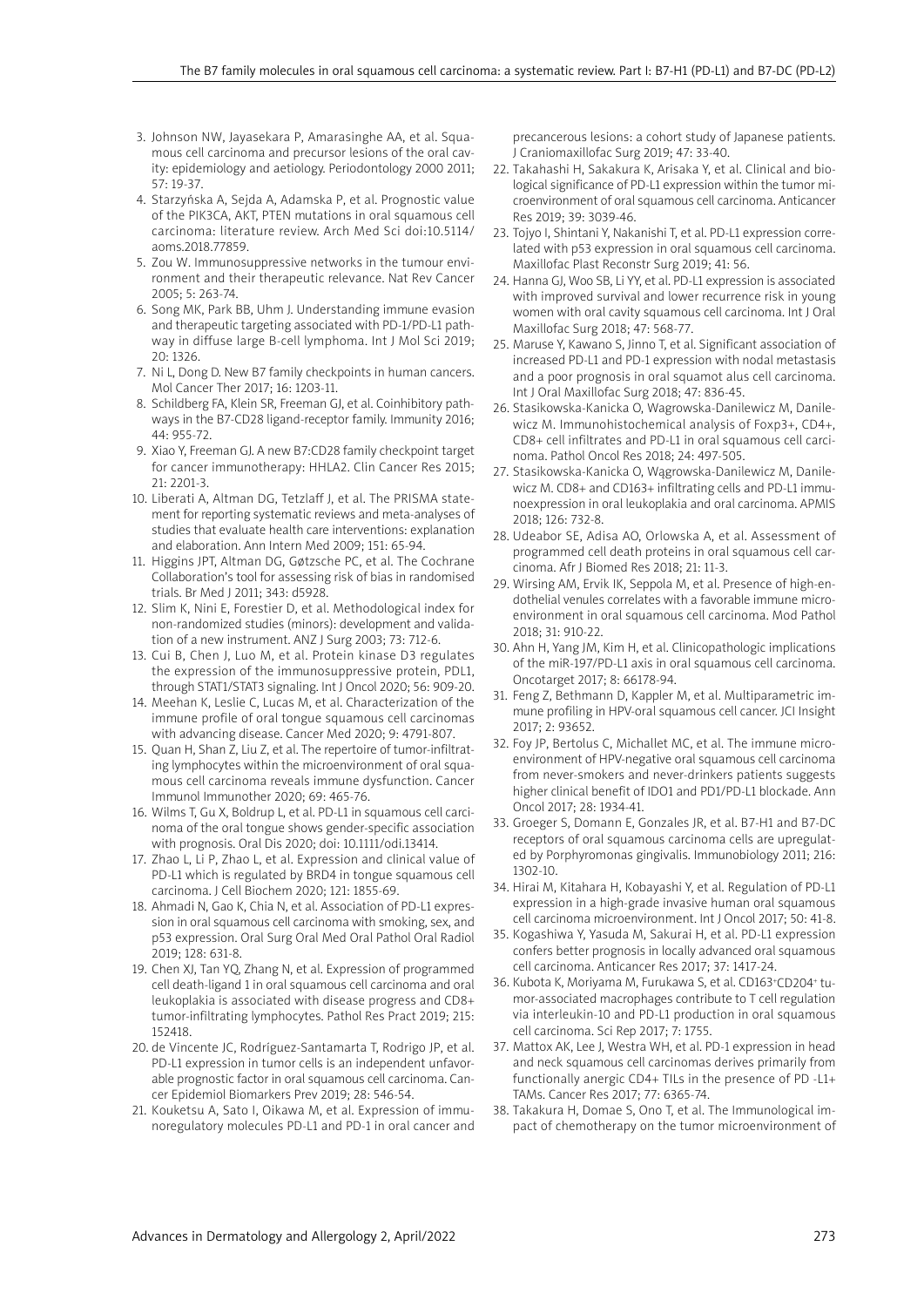3. Johnson NW, Jayasekara P, Amarasinghe AA, et al. Squamous cell carcinoma and precursor lesions of the oral cavity: epidemiology and aetiology. Periodontology 2000 2011; 57: 19-37.
4. Starzyńska A, Sejda A, Adamska P, et al. Prognostic value of the PIK3CA, AKT, PTEN mutations in oral squamous cell carcinoma: literature review. Arch Med Sci doi:10.5114/aoms.2018.77859.
5. Zou W. Immunosuppressive networks in the tumour environment and their therapeutic relevance. Nat Rev Cancer 2005; 5: 263-74.
6. Song MK, Park BB, Uhm J. Understanding immune evasion and therapeutic targeting associated with PD-1/PD-L1 pathway in diffuse large B-cell lymphoma. Int J Mol Sci 2019; 20: 1326.
7. Ni L, Dong D. New B7 family checkpoints in human cancers. Mol Cancer Ther 2017; 16: 1203-11.
8. Schildberg FA, Klein SR, Freeman GJ, et al. Coinhibitory pathways in the B7-CD28 ligand-receptor family. Immunity 2016; 44: 955-72.
9. Xiao Y, Freeman GJ. A new B7:CD28 family checkpoint target for cancer immunotherapy: HHLA2. Clin Cancer Res 2015; 21: 2201-3.
10. Liberati A, Altman DG, Tetzlaff J, et al. The PRISMA statement for reporting systematic reviews and meta-analyses of studies that evaluate health care interventions: explanation and elaboration. Ann Intern Med 2009; 151: 65-94.
11. Higgins JPT, Altman DG, Gøtzsche PC, et al. The Cochrane Collaboration's tool for assessing risk of bias in randomised trials. Br Med J 2011; 343: d5928.
12. Slim K, Nini E, Forestier D, et al. Methodological index for non-randomized studies (minors): development and validation of a new instrument. ANZ J Surg 2003; 73: 712-6.
13. Cui B, Chen J, Luo M, et al. Protein kinase D3 regulates the expression of the immunosuppressive protein, PDL1, through STAT1/STAT3 signaling. Int J Oncol 2020; 56: 909-20.
14. Meehan K, Leslie C, Lucas M, et al. Characterization of the immune profile of oral tongue squamous cell carcinomas with advancing disease. Cancer Med 2020; 9: 4791-807.
15. Quan H, Shan Z, Liu Z, et al. The repertoire of tumor-infiltrating lymphocytes within the microenvironment of oral squamous cell carcinoma reveals immune dysfunction. Cancer Immunol Immunother 2020; 69: 465-76.
16. Wilms T, Gu X, Boldrup L, et al. PD-L1 in squamous cell carcinoma of the oral tongue shows gender-specific association with prognosis. Oral Dis 2020; doi: 10.1111/odi.13414.
17. Zhao L, Li P, Zhao L, et al. Expression and clinical value of PD-L1 which is regulated by BRD4 in tongue squamous cell carcinoma. J Cell Biochem 2020; 121: 1855-69.
18. Ahmadi N, Gao K, Chia N, et al. Association of PD-L1 expression in oral squamous cell carcinoma with smoking, sex, and p53 expression. Oral Surg Oral Med Oral Pathol Oral Radiol 2019; 128: 631-8.
19. Chen XJ, Tan YQ, Zhang N, et al. Expression of programmed cell death-ligand 1 in oral squamous cell carcinoma and oral leukoplakia is associated with disease progress and CD8+ tumor-infiltrating lymphocytes. Pathol Res Pract 2019; 215: 152418.
20. de Vincente JC, Rodríguez-Santamarta T, Rodrigo JP, et al. PD-L1 expression in tumor cells is an independent unfavorable prognostic factor in oral squamous cell carcinoma. Cancer Epidemiol Biomarkers Prev 2019; 28: 546-54.
21. Kouketsu A, Sato I, Oikawa M, et al. Expression of immunoregulatory molecules PD-L1 and PD-1 in oral cancer and precancerous lesions: a cohort study of Japanese patients. J Craniomaxillofac Surg 2019; 47: 33-40.
22. Takahashi H, Sakakura K, Arisaka Y, et al. Clinical and biological significance of PD-L1 expression within the tumor microenvironment of oral squamous cell carcinoma. Anticancer Res 2019; 39: 3039-46.
23. Tojyo I, Shintani Y, Nakanishi T, et al. PD-L1 expression correlated with p53 expression in oral squamous cell carcinoma. Maxillofac Plast Reconstr Surg 2019; 41: 56.
24. Hanna GJ, Woo SB, Li YY, et al. PD-L1 expression is associated with improved survival and lower recurrence risk in young women with oral cavity squamous cell carcinoma. Int J Oral Maxillofac Surg 2018; 47: 568-77.
25. Maruse Y, Kawano S, Jinno T, et al. Significant association of increased PD-L1 and PD-1 expression with nodal metastasis and a poor prognosis in oral squamot alus cell carcinoma. Int J Oral Maxillofac Surg 2018; 47: 836-45.
26. Stasikowska-Kanicka O, Wagrowska-Danilewicz M, Danilewicz M. Immunohistochemical analysis of Foxp3+, CD4+, CD8+ cell infiltrates and PD-L1 in oral squamous cell carcinoma. Pathol Oncol Res 2018; 24: 497-505.
27. Stasikowska-Kanicka O, Wągrowska-Danilewicz M, Danilewicz M. CD8+ and CD163+ infiltrating cells and PD-L1 immunoexpression in oral leukoplakia and oral carcinoma. APMIS 2018; 126: 732-8.
28. Udeabor SE, Adisa AO, Orlowska A, et al. Assessment of programmed cell death proteins in oral squamous cell carcinoma. Afr J Biomed Res 2018; 21: 11-3.
29. Wirsing AM, Ervik IK, Seppola M, et al. Presence of high-endothelial venules correlates with a favorable immune microenvironment in oral squamous cell carcinoma. Mod Pathol 2018; 31: 910-22.
30. Ahn H, Yang JM, Kim H, et al. Clinicopathologic implications of the miR-197/PD-L1 axis in oral squamous cell carcinoma. Oncotarget 2017; 8: 66178-94.
31. Feng Z, Bethmann D, Kappler M, et al. Multiparametric immune profiling in HPV-oral squamous cell cancer. JCI Insight 2017; 2: 93652.
32. Foy JP, Bertolus C, Michallet MC, et al. The immune microenvironment of HPV-negative oral squamous cell carcinoma from never-smokers and never-drinkers patients suggests higher clinical benefit of IDO1 and PD1/PD-L1 blockade. Ann Oncol 2017; 28: 1934-41.
33. Groeger S, Domann E, Gonzales JR, et al. B7-H1 and B7-DC receptors of oral squamous carcinoma cells are upregulated by Porphyromonas gingivalis. Immunobiology 2011; 216: 1302-10.
34. Hirai M, Kitahara H, Kobayashi Y, et al. Regulation of PD-L1 expression in a high-grade invasive human oral squamous cell carcinoma microenvironment. Int J Oncol 2017; 50: 41-8.
35. Kogashiwa Y, Yasuda M, Sakurai H, et al. PD-L1 expression confers better prognosis in locally advanced oral squamous cell carcinoma. Anticancer Res 2017; 37: 1417-24.
36. Kubota K, Moriyama M, Furukawa S, et al. CD163+CD204+ tumor-associated macrophages contribute to T cell regulation via interleukin-10 and PD-L1 production in oral squamous cell carcinoma. Sci Rep 2017; 7: 1755.
37. Mattox AK, Lee J, Westra WH, et al. PD-1 expression in head and neck squamous cell carcinomas derives primarily from functionally anergic CD4+ TILs in the presence of PD -L1+ TAMs. Cancer Res 2017; 77: 6365-74.
38. Takakura H, Domae S, Ono T, et al. The Immunological impact of chemotherapy on the tumor microenvironment of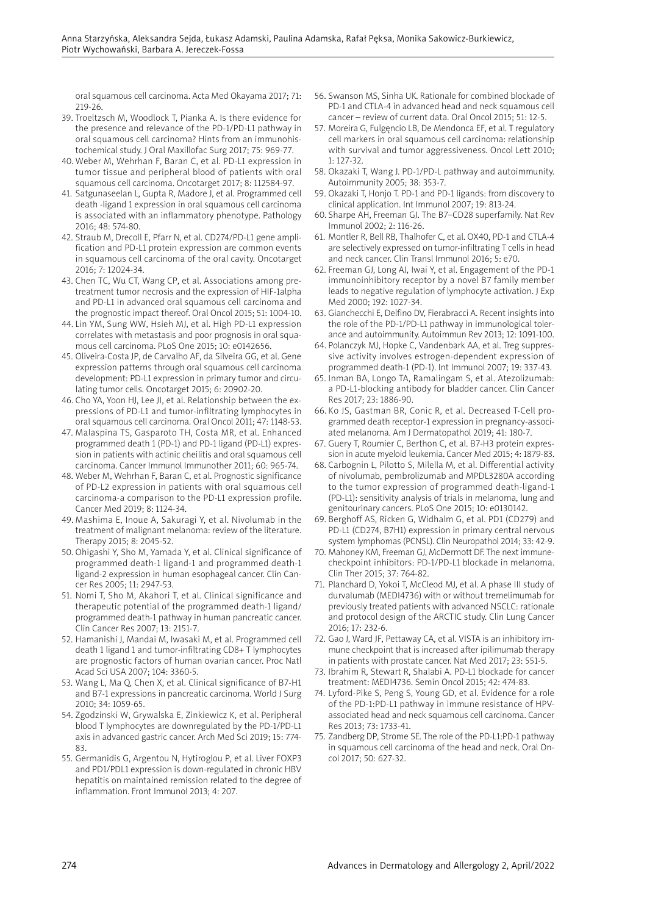oral squamous cell carcinoma. Acta Med Okayama 2017; 71: 219-26.

39. Troeltzsch M, Woodlock T, Pianka A. Is there evidence for the presence and relevance of the PD-1/PD-L1 pathway in oral squamous cell carcinoma? Hints from an immunohistochemical study. J Oral Maxillofac Surg 2017; 75: 969-77.
40. Weber M, Wehrhan F, Baran C, et al. PD-L1 expression in tumor tissue and peripheral blood of patients with oral squamous cell carcinoma. Oncotarget 2017; 8: 112584-97.
41. Satgunaseelan L, Gupta R, Madore J, et al. Programmed cell death -ligand 1 expression in oral squamous cell carcinoma is associated with an inflammatory phenotype. Pathology 2016; 48: 574-80.
42. Straub M, Drecoll E, Pfarr N, et al. CD274/PD-L1 gene amplification and PD-L1 protein expression are common events in squamous cell carcinoma of the oral cavity. Oncotarget 2016; 7: 12024-34.
43. Chen TC, Wu CT, Wang CP, et al. Associations among pretreatment tumor necrosis and the expression of HIF-1alpha and PD-L1 in advanced oral squamous cell carcinoma and the prognostic impact thereof. Oral Oncol 2015; 51: 1004-10.
44. Lin YM, Sung WW, Hsieh MJ, et al. High PD-L1 expression correlates with metastasis and poor prognosis in oral squamous cell carcinoma. PLoS One 2015; 10: e0142656.
45. Oliveira-Costa JP, de Carvalho AF, da Silveira GG, et al. Gene expression patterns through oral squamous cell carcinoma development: PD-L1 expression in primary tumor and circulating tumor cells. Oncotarget 2015; 6: 20902-20.
46. Cho YA, Yoon HJ, Lee JI, et al. Relationship between the expressions of PD-L1 and tumor-infiltrating lymphocytes in oral squamous cell carcinoma. Oral Oncol 2011; 47: 1148-53.
47. Malaspina TS, Gasparoto TH, Costa MR, et al. Enhanced programmed death 1 (PD-1) and PD-1 ligand (PD-L1) expression in patients with actinic cheilitis and oral squamous cell carcinoma. Cancer Immunol Immunother 2011; 60: 965-74.
48. Weber M, Wehrhan F, Baran C, et al. Prognostic significance of PD-L2 expression in patients with oral squamous cell carcinoma-a comparison to the PD-L1 expression profile. Cancer Med 2019; 8: 1124-34.
49. Mashima E, Inoue A, Sakuragi Y, et al. Nivolumab in the treatment of malignant melanoma: review of the literature. Therapy 2015; 8: 2045-52.
50. Ohigashi Y, Sho M, Yamada Y, et al. Clinical significance of programmed death-1 ligand-1 and programmed death-1 ligand-2 expression in human esophageal cancer. Clin Cancer Res 2005; 11: 2947-53.
51. Nomi T, Sho M, Akahori T, et al. Clinical significance and therapeutic potential of the programmed death-1 ligand/programmed death-1 pathway in human pancreatic cancer. Clin Cancer Res 2007; 13: 2151-7.
52. Hamanishi J, Mandai M, Iwasaki M, et al. Programmed cell death 1 ligand 1 and tumor-infiltrating CD8+ T lymphocytes are prognostic factors of human ovarian cancer. Proc Natl Acad Sci USA 2007; 104: 3360-5.
53. Wang L, Ma Q, Chen X, et al. Clinical significance of B7-H1 and B7-1 expressions in pancreatic carcinoma. World J Surg 2010; 34: 1059-65.
54. Zgodzinski W, Grywalska E, Zinkiewicz K, et al. Peripheral blood T lymphocytes are downregulated by the PD-1/PD-L1 axis in advanced gastric cancer. Arch Med Sci 2019; 15: 774-83.
55. Germanidis G, Argentou N, Hytiroglou P, et al. Liver FOXP3 and PD1/PDL1 expression is down-regulated in chronic HBV hepatitis on maintained remission related to the degree of inflammation. Front Immunol 2013; 4: 207.
56. Swanson MS, Sinha UK. Rationale for combined blockade of PD-1 and CTLA-4 in advanced head and neck squamous cell cancer – review of current data. Oral Oncol 2015; 51: 12-5.
57. Moreira G, Fulgęncio LB, De Mendonca EF, et al. T regulatory cell markers in oral squamous cell carcinoma: relationship with survival and tumor aggressiveness. Oncol Lett 2010; 1: 127-32.
58. Okazaki T, Wang J. PD-1/PD-L pathway and autoimmunity. Autoimmunity 2005; 38: 353-7.
59. Okazaki T, Honjo T. PD-1 and PD-1 ligands: from discovery to clinical application. Int Immunol 2007; 19: 813-24.
60. Sharpe AH, Freeman GJ. The B7–CD28 superfamily. Nat Rev Immunol 2002; 2: 116-26.
61. Montler R, Bell RB, Thalhofer C, et al. OX40, PD-1 and CTLA-4 are selectively expressed on tumor-infiltrating T cells in head and neck cancer. Clin Transl Immunol 2016; 5: e70.
62. Freeman GJ, Long AJ, Iwai Y, et al. Engagement of the PD-1 immunoinhibitory receptor by a novel B7 family member leads to negative regulation of lymphocyte activation. J Exp Med 2000; 192: 1027-34.
63. Gianchecchi E, Delfino DV, Fierabracci A. Recent insights into the role of the PD-1/PD-L1 pathway in immunological tolerance and autoimmunity. Autoimmun Rev 2013; 12: 1091-100.
64. Polanczyk MJ, Hopke C, Vandenbark AA, et al. Treg suppressive activity involves estrogen-dependent expression of programmed death-1 (PD-1). Int Immunol 2007; 19: 337-43.
65. Inman BA, Longo TA, Ramalingam S, et al. Atezolizumab: a PD-L1-blocking antibody for bladder cancer. Clin Cancer Res 2017; 23: 1886-90.
66. Ko JS, Gastman BR, Conic R, et al. Decreased T-Cell programmed death receptor-1 expression in pregnancy-associated melanoma. Am J Dermatopathol 2019; 41: 180-7.
67. Guery T, Roumier C, Berthon C, et al. B7-H3 protein expression in acute myeloid leukemia. Cancer Med 2015; 4: 1879-83.
68. Carbognin L, Pilotto S, Milella M, et al. Differential activity of nivolumab, pembrolizumab and MPDL3280A according to the tumor expression of programmed death-ligand-1 (PD-L1): sensitivity analysis of trials in melanoma, lung and genitourinary cancers. PLoS One 2015; 10: e0130142.
69. Berghoff AS, Ricken G, Widhalm G, et al. PD1 (CD279) and PD-L1 (CD274, B7H1) expression in primary central nervous system lymphomas (PCNSL). Clin Neuropathol 2014; 33: 42-9.
70. Mahoney KM, Freeman GJ, McDermott DF. The next immune-checkpoint inhibitors: PD-1/PD-L1 blockade in melanoma. Clin Ther 2015; 37: 764-82.
71. Planchard D, Yokoi T, McCleod MJ, et al. A phase III study of durvalumab (MEDI4736) with or without tremelimumab for previously treated patients with advanced NSCLC: rationale and protocol design of the ARCTIC study. Clin Lung Cancer 2016; 17: 232-6.
72. Gao J, Ward JF, Pettaway CA, et al. VISTA is an inhibitory immune checkpoint that is increased after ipilimumab therapy in patients with prostate cancer. Nat Med 2017; 23: 551-5.
73. Ibrahim R, Stewart R, Shalabi A. PD-L1 blockade for cancer treatment: MEDI4736. Semin Oncol 2015; 42: 474-83.
74. Lyford-Pike S, Peng S, Young GD, et al. Evidence for a role of the PD-1:PD-L1 pathway in immune resistance of HPV-associated head and neck squamous cell carcinoma. Cancer Res 2013; 73: 1733-41.
75. Zandberg DP, Strome SE. The role of the PD-L1:PD-1 pathway in squamous cell carcinoma of the head and neck. Oral Oncol 2017; 50: 627-32.